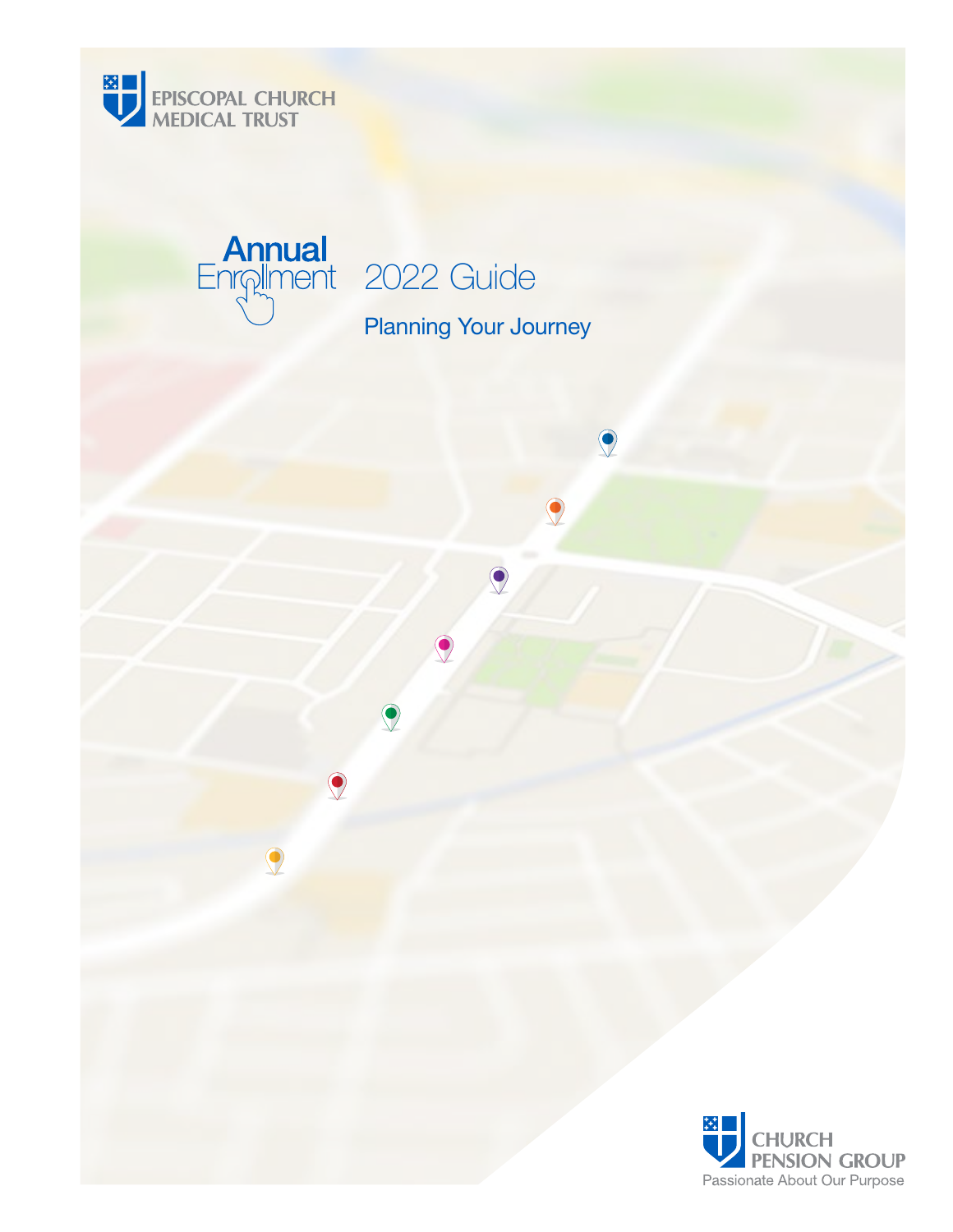EPISCOPAL CHURCH MEDICAL TRUST

# Annual Enrollment 2022 Guide

## Planning Your Journey

CHURCH PENSION GROUP

Passionate About Our Purpose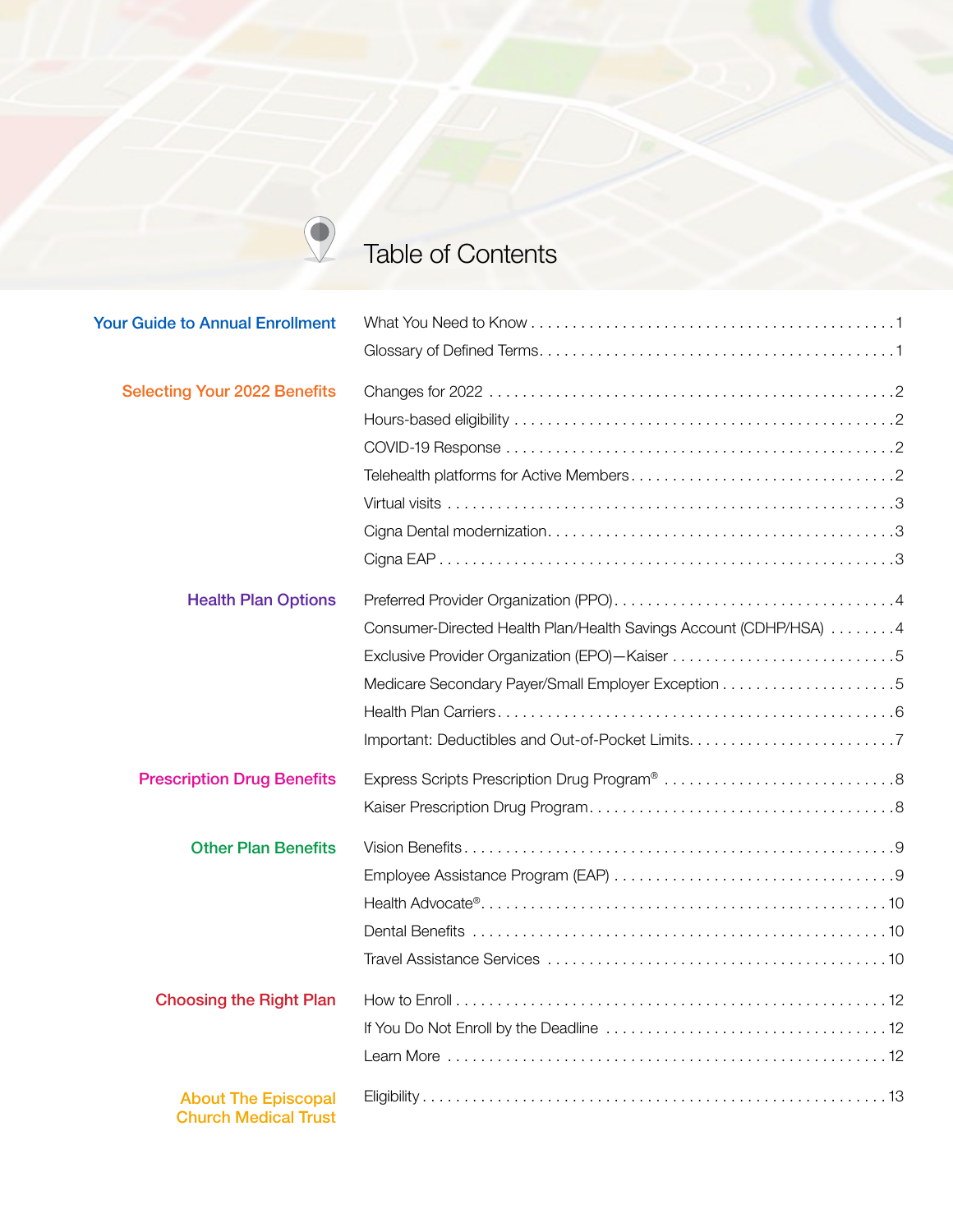# Table of Contents

| Section | Topic | Page |
|---|---|---|
| **Your Guide to Annual Enrollment** | What You Need to Know | 1 |
| | Glossary of Defined Terms | 1 |
| **Selecting Your 2022 Benefits** | Changes for 2022 | 2 |
| | Hours-based eligibility | 2 |
| | COVID-19 Response | 2 |
| | Telehealth platforms for Active Members | 2 |
| | Virtual visits | 3 |
| | Cigna Dental modernization | 3 |
| | Cigna EAP | 3 |
| **Health Plan Options** | Preferred Provider Organization (PPO) | 4 |
| | Consumer-Directed Health Plan/Health Savings Account (CDHP/HSA) | 4 |
| | Exclusive Provider Organization (EPO)—Kaiser | 5 |
| | Medicare Secondary Payer/Small Employer Exception | 5 |
| | Health Plan Carriers | 6 |
| | Important: Deductibles and Out-of-Pocket Limits | 7 |
| **Prescription Drug Benefits** | Express Scripts Prescription Drug Program® | 8 |
| | Kaiser Prescription Drug Program | 8 |
| **Other Plan Benefits** | Vision Benefits | 9 |
| | Employee Assistance Program (EAP) | 9 |
| | Health Advocate® | 10 |
| | Dental Benefits | 10 |
| | Travel Assistance Services | 10 |
| **Choosing the Right Plan** | How to Enroll | 12 |
| | If You Do Not Enroll by the Deadline | 12 |
| | Learn More | 12 |
| **About The Episcopal Church Medical Trust** | Eligibility | 13 |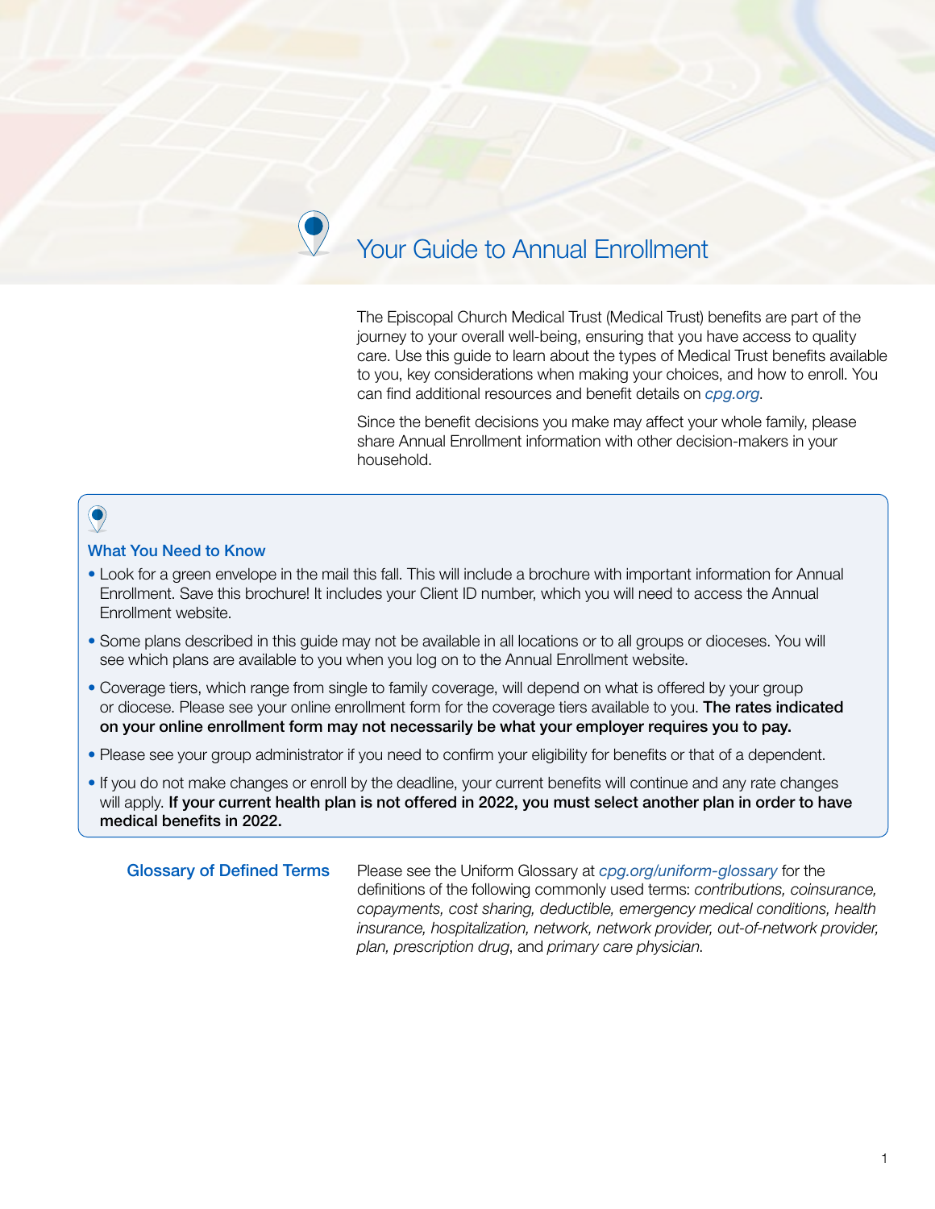# Your Guide to Annual Enrollment

The Episcopal Church Medical Trust (Medical Trust) benefits are part of the journey to your overall well-being, ensuring that you have access to quality care. Use this guide to learn about the types of Medical Trust benefits available to you, key considerations when making your choices, and how to enroll. You can find additional resources and benefit details on *cpg.org*.

Since the benefit decisions you make may affect your whole family, please share Annual Enrollment information with other decision-makers in your household.

## What You Need to Know

- Look for a green envelope in the mail this fall. This will include a brochure with important information for Annual Enrollment. Save this brochure! It includes your Client ID number, which you will need to access the Annual Enrollment website.
- Some plans described in this guide may not be available in all locations or to all groups or dioceses. You will see which plans are available to you when you log on to the Annual Enrollment website.
- Coverage tiers, which range from single to family coverage, will depend on what is offered by your group or diocese. Please see your online enrollment form for the coverage tiers available to you. **The rates indicated on your online enrollment form may not necessarily be what your employer requires you to pay.**
- Please see your group administrator if you need to confirm your eligibility for benefits or that of a dependent.
- If you do not make changes or enroll by the deadline, your current benefits will continue and any rate changes will apply. **If your current health plan is not offered in 2022, you must select another plan in order to have medical benefits in 2022.**

## Glossary of Defined Terms

Please see the Uniform Glossary at *cpg.org/uniform-glossary* for the definitions of the following commonly used terms: *contributions, coinsurance, copayments, cost sharing, deductible, emergency medical conditions, health insurance, hospitalization, network, network provider, out-of-network provider, plan, prescription drug*, and *primary care physician*.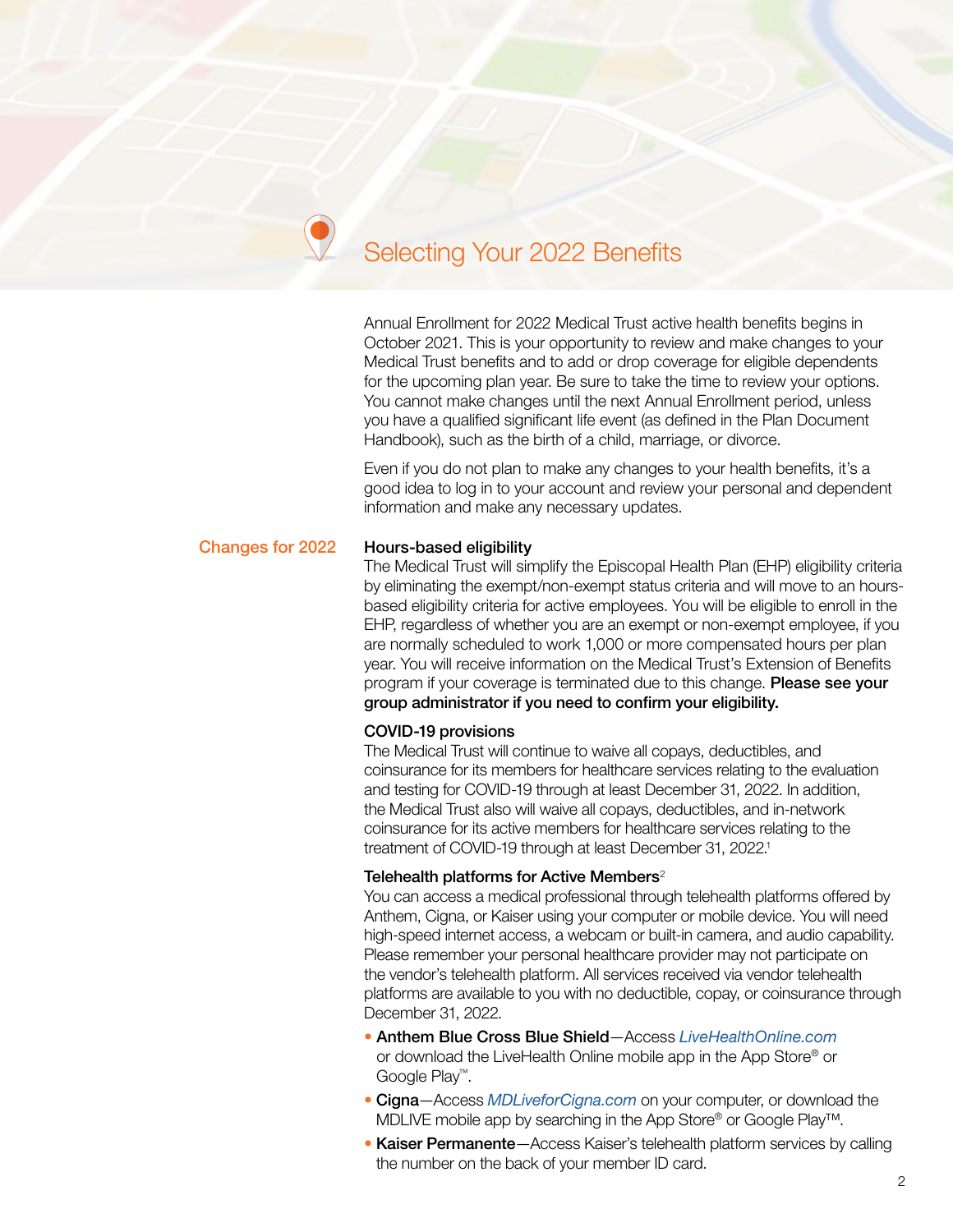# Selecting Your 2022 Benefits

Annual Enrollment for 2022 Medical Trust active health benefits begins in October 2021. This is your opportunity to review and make changes to your Medical Trust benefits and to add or drop coverage for eligible dependents for the upcoming plan year. Be sure to take the time to review your options. You cannot make changes until the next Annual Enrollment period, unless you have a qualified significant life event (as defined in the Plan Document Handbook), such as the birth of a child, marriage, or divorce.

Even if you do not plan to make any changes to your health benefits, it's a good idea to log in to your account and review your personal and dependent information and make any necessary updates.

## Changes for 2022

### Hours-based eligibility

The Medical Trust will simplify the Episcopal Health Plan (EHP) eligibility criteria by eliminating the exempt/non-exempt status criteria and will move to an hours-based eligibility criteria for active employees. You will be eligible to enroll in the EHP, regardless of whether you are an exempt or non-exempt employee, if you are normally scheduled to work 1,000 or more compensated hours per plan year. You will receive information on the Medical Trust's Extension of Benefits program if your coverage is terminated due to this change. **Please see your group administrator if you need to confirm your eligibility.**

### COVID-19 provisions

The Medical Trust will continue to waive all copays, deductibles, and coinsurance for its members for healthcare services relating to the evaluation and testing for COVID-19 through at least December 31, 2022. In addition, the Medical Trust also will waive all copays, deductibles, and in-network coinsurance for its active members for healthcare services relating to the treatment of COVID-19 through at least December 31, 2022.[1]

### Telehealth platforms for Active Members[2]

You can access a medical professional through telehealth platforms offered by Anthem, Cigna, or Kaiser using your computer or mobile device. You will need high-speed internet access, a webcam or built-in camera, and audio capability. Please remember your personal healthcare provider may not participate on the vendor's telehealth platform. All services received via vendor telehealth platforms are available to you with no deductible, copay, or coinsurance through December 31, 2022.

- **Anthem Blue Cross Blue Shield**—Access *LiveHealthOnline.com* or download the LiveHealth Online mobile app in the App Store® or Google Play™.
- **Cigna**—Access *MDLiveforCigna.com* on your computer, or download the MDLIVE mobile app by searching in the App Store® or Google Play™.
- **Kaiser Permanente**—Access Kaiser's telehealth platform services by calling the number on the back of your member ID card.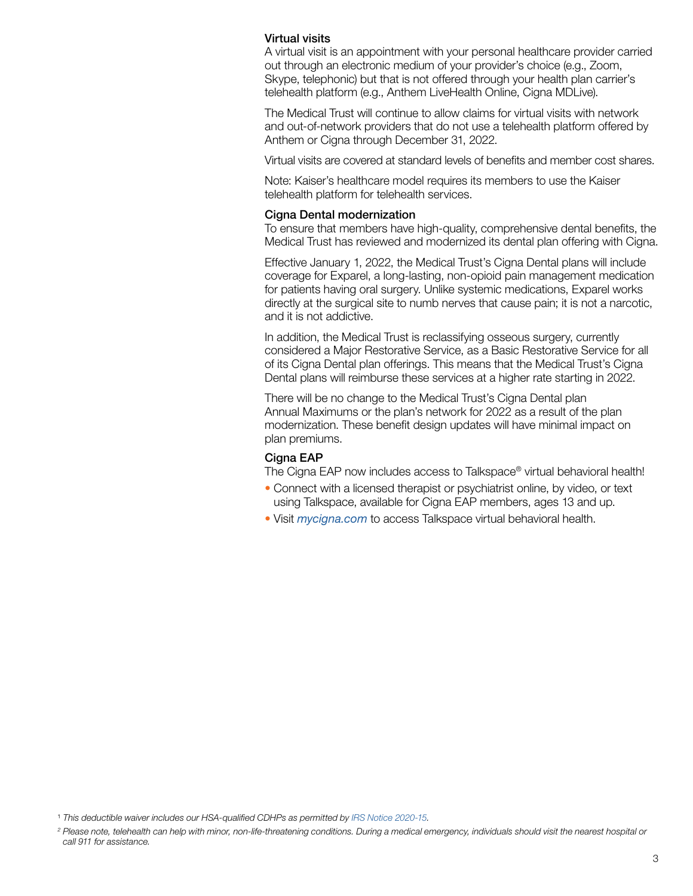### Virtual visits

A virtual visit is an appointment with your personal healthcare provider carried out through an electronic medium of your provider's choice (e.g., Zoom, Skype, telephonic) but that is not offered through your health plan carrier's telehealth platform (e.g., Anthem LiveHealth Online, Cigna MDLive).

The Medical Trust will continue to allow claims for virtual visits with network and out-of-network providers that do not use a telehealth platform offered by Anthem or Cigna through December 31, 2022.

Virtual visits are covered at standard levels of benefits and member cost shares.

Note: Kaiser's healthcare model requires its members to use the Kaiser telehealth platform for telehealth services.

### Cigna Dental modernization

To ensure that members have high-quality, comprehensive dental benefits, the Medical Trust has reviewed and modernized its dental plan offering with Cigna.

Effective January 1, 2022, the Medical Trust's Cigna Dental plans will include coverage for Exparel, a long-lasting, non-opioid pain management medication for patients having oral surgery. Unlike systemic medications, Exparel works directly at the surgical site to numb nerves that cause pain; it is not a narcotic, and it is not addictive.

In addition, the Medical Trust is reclassifying osseous surgery, currently considered a Major Restorative Service, as a Basic Restorative Service for all of its Cigna Dental plan offerings. This means that the Medical Trust's Cigna Dental plans will reimburse these services at a higher rate starting in 2022.

There will be no change to the Medical Trust's Cigna Dental plan Annual Maximums or the plan's network for 2022 as a result of the plan modernization. These benefit design updates will have minimal impact on plan premiums.

### Cigna EAP

The Cigna EAP now includes access to Talkspace® virtual behavioral health!

- Connect with a licensed therapist or psychiatrist online, by video, or text using Talkspace, available for Cigna EAP members, ages 13 and up.
- Visit *mycigna.com* to access Talkspace virtual behavioral health.

[1] *This deductible waiver includes our HSA-qualified CDHPs as permitted by IRS Notice 2020-15.*

[2] *Please note, telehealth can help with minor, non-life-threatening conditions. During a medical emergency, individuals should visit the nearest hospital or call 911 for assistance.*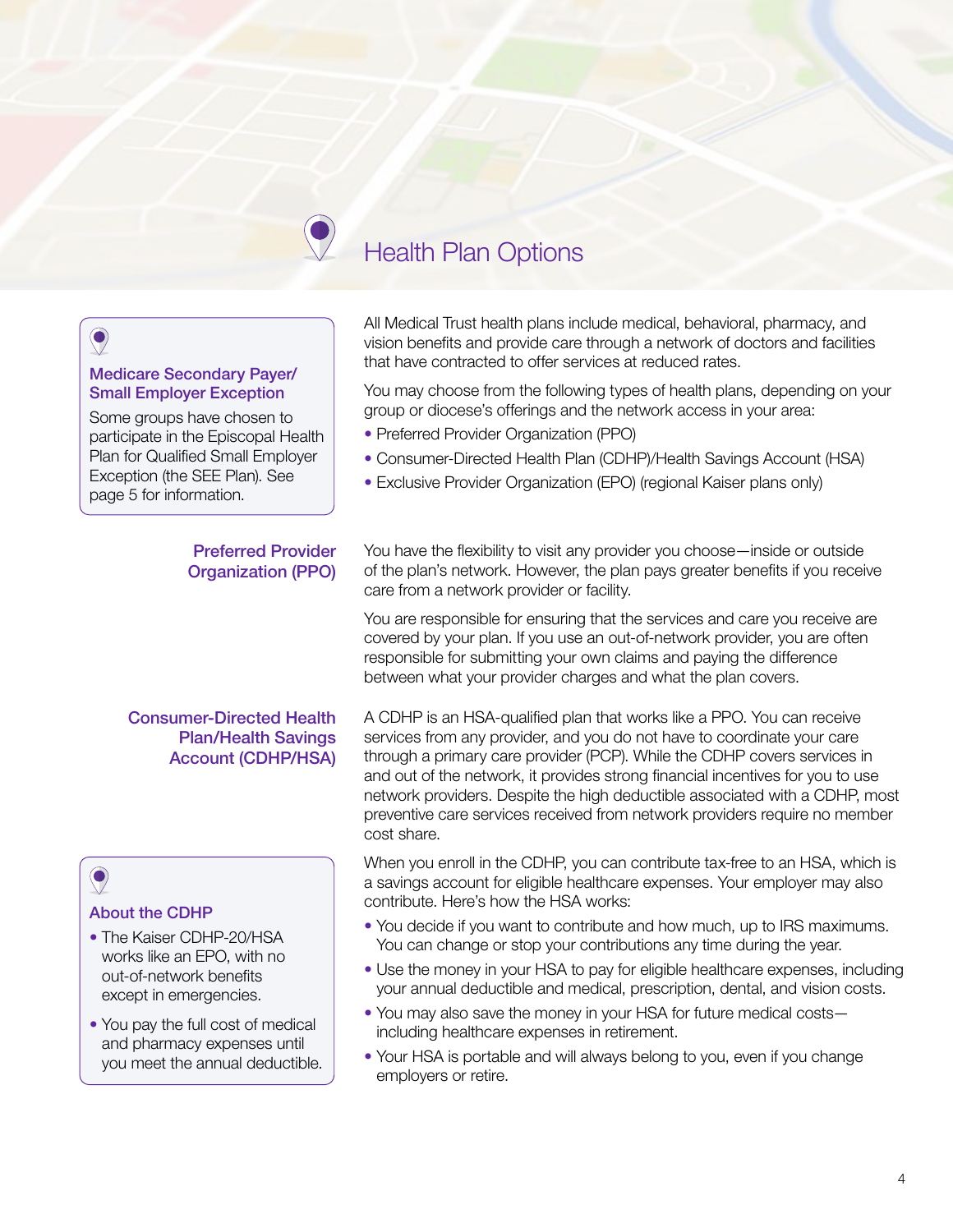# Health Plan Options

> **Medicare Secondary Payer/ Small Employer Exception**
>
> Some groups have chosen to participate in the Episcopal Health Plan for Qualified Small Employer Exception (the SEE Plan). See page 5 for information.

All Medical Trust health plans include medical, behavioral, pharmacy, and vision benefits and provide care through a network of doctors and facilities that have contracted to offer services at reduced rates.

You may choose from the following types of health plans, depending on your group or diocese's offerings and the network access in your area:

- Preferred Provider Organization (PPO)
- Consumer-Directed Health Plan (CDHP)/Health Savings Account (HSA)
- Exclusive Provider Organization (EPO) (regional Kaiser plans only)

## Preferred Provider Organization (PPO)

You have the flexibility to visit any provider you choose—inside or outside of the plan's network. However, the plan pays greater benefits if you receive care from a network provider or facility.

You are responsible for ensuring that the services and care you receive are covered by your plan. If you use an out-of-network provider, you are often responsible for submitting your own claims and paying the difference between what your provider charges and what the plan covers.

## Consumer-Directed Health Plan/Health Savings Account (CDHP/HSA)

A CDHP is an HSA-qualified plan that works like a PPO. You can receive services from any provider, and you do not have to coordinate your care through a primary care provider (PCP). While the CDHP covers services in and out of the network, it provides strong financial incentives for you to use network providers. Despite the high deductible associated with a CDHP, most preventive care services received from network providers require no member cost share.

When you enroll in the CDHP, you can contribute tax-free to an HSA, which is a savings account for eligible healthcare expenses. Your employer may also contribute. Here's how the HSA works:

- You decide if you want to contribute and how much, up to IRS maximums. You can change or stop your contributions any time during the year.
- Use the money in your HSA to pay for eligible healthcare expenses, including your annual deductible and medical, prescription, dental, and vision costs.
- You may also save the money in your HSA for future medical costs—including healthcare expenses in retirement.
- Your HSA is portable and will always belong to you, even if you change employers or retire.

> **About the CDHP**
>
> - The Kaiser CDHP-20/HSA works like an EPO, with no out-of-network benefits except in emergencies.
> - You pay the full cost of medical and pharmacy expenses until you meet the annual deductible.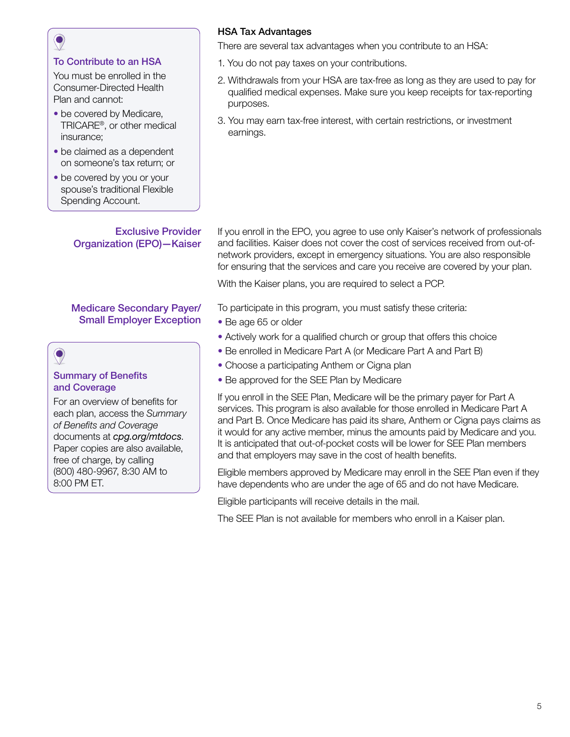### To Contribute to an HSA

You must be enrolled in the Consumer-Directed Health Plan and cannot:

- be covered by Medicare, TRICARE®, or other medical insurance;
- be claimed as a dependent on someone's tax return; or
- be covered by you or your spouse's traditional Flexible Spending Account.

**HSA Tax Advantages**

There are several tax advantages when you contribute to an HSA:

1. You do not pay taxes on your contributions.
2. Withdrawals from your HSA are tax-free as long as they are used to pay for qualified medical expenses. Make sure you keep receipts for tax-reporting purposes.
3. You may earn tax-free interest, with certain restrictions, or investment earnings.

## Exclusive Provider Organization (EPO)—Kaiser

If you enroll in the EPO, you agree to use only Kaiser's network of professionals and facilities. Kaiser does not cover the cost of services received from out-of-network providers, except in emergency situations. You are also responsible for ensuring that the services and care you receive are covered by your plan.

With the Kaiser plans, you are required to select a PCP.

## Medicare Secondary Payer/ Small Employer Exception

To participate in this program, you must satisfy these criteria:

- Be age 65 or older
- Actively work for a qualified church or group that offers this choice
- Be enrolled in Medicare Part A (or Medicare Part A and Part B)
- Choose a participating Anthem or Cigna plan
- Be approved for the SEE Plan by Medicare

If you enroll in the SEE Plan, Medicare will be the primary payer for Part A services. This program is also available for those enrolled in Medicare Part A and Part B. Once Medicare has paid its share, Anthem or Cigna pays claims as it would for any active member, minus the amounts paid by Medicare and you. It is anticipated that out-of-pocket costs will be lower for SEE Plan members and that employers may save in the cost of health benefits.

Eligible members approved by Medicare may enroll in the SEE Plan even if they have dependents who are under the age of 65 and do not have Medicare.

Eligible participants will receive details in the mail.

The SEE Plan is not available for members who enroll in a Kaiser plan.

### Summary of Benefits and Coverage

For an overview of benefits for each plan, access the *Summary of Benefits and Coverage* documents at ***cpg.org/mtdocs***. Paper copies are also available, free of charge, by calling (800) 480-9967, 8:30 AM to 8:00 PM ET.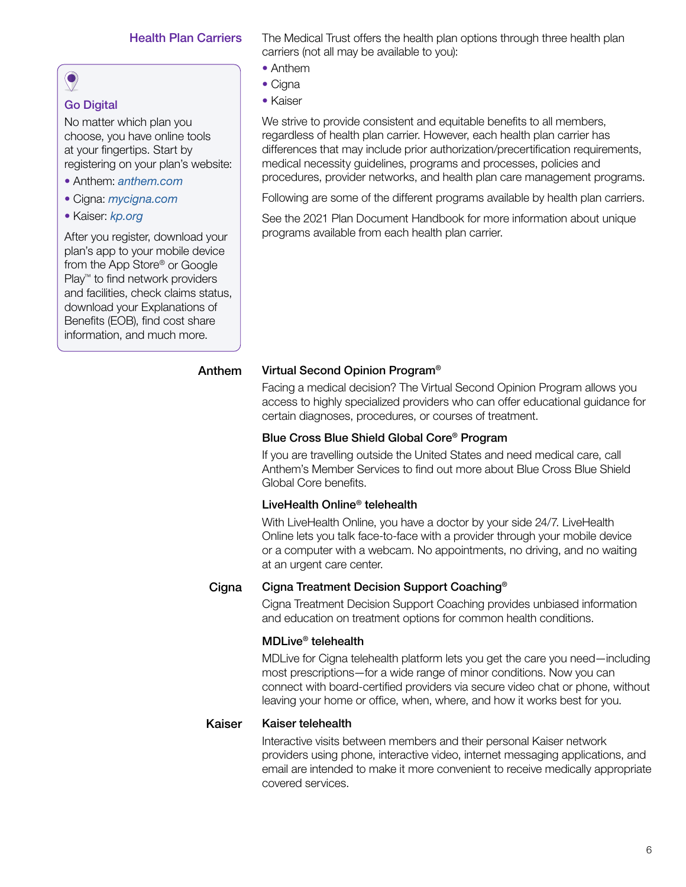## Health Plan Carriers

The Medical Trust offers the health plan options through three health plan carriers (not all may be available to you):

- Anthem
- Cigna
- Kaiser

We strive to provide consistent and equitable benefits to all members, regardless of health plan carrier. However, each health plan carrier has differences that may include prior authorization/precertification requirements, medical necessity guidelines, programs and processes, policies and procedures, provider networks, and health plan care management programs.

Following are some of the different programs available by health plan carriers.

See the 2021 Plan Document Handbook for more information about unique programs available from each health plan carrier.

> **Go Digital**
>
> No matter which plan you choose, you have online tools at your fingertips. Start by registering on your plan's website:
>
> - Anthem: *anthem.com*
> - Cigna: *mycigna.com*
> - Kaiser: *kp.org*
>
> After you register, download your plan's app to your mobile device from the App Store® or Google Play™ to find network providers and facilities, check claims status, download your Explanations of Benefits (EOB), find cost share information, and much more.

### Anthem

**Virtual Second Opinion Program®**

Facing a medical decision? The Virtual Second Opinion Program allows you access to highly specialized providers who can offer educational guidance for certain diagnoses, procedures, or courses of treatment.

**Blue Cross Blue Shield Global Core® Program**

If you are travelling outside the United States and need medical care, call Anthem's Member Services to find out more about Blue Cross Blue Shield Global Core benefits.

**LiveHealth Online® telehealth**

With LiveHealth Online, you have a doctor by your side 24/7. LiveHealth Online lets you talk face-to-face with a provider through your mobile device or a computer with a webcam. No appointments, no driving, and no waiting at an urgent care center.

### Cigna

**Cigna Treatment Decision Support Coaching®**

Cigna Treatment Decision Support Coaching provides unbiased information and education on treatment options for common health conditions.

**MDLive® telehealth**

MDLive for Cigna telehealth platform lets you get the care you need—including most prescriptions—for a wide range of minor conditions. Now you can connect with board-certified providers via secure video chat or phone, without leaving your home or office, when, where, and how it works best for you.

### Kaiser

**Kaiser telehealth**

Interactive visits between members and their personal Kaiser network providers using phone, interactive video, internet messaging applications, and email are intended to make it more convenient to receive medically appropriate covered services.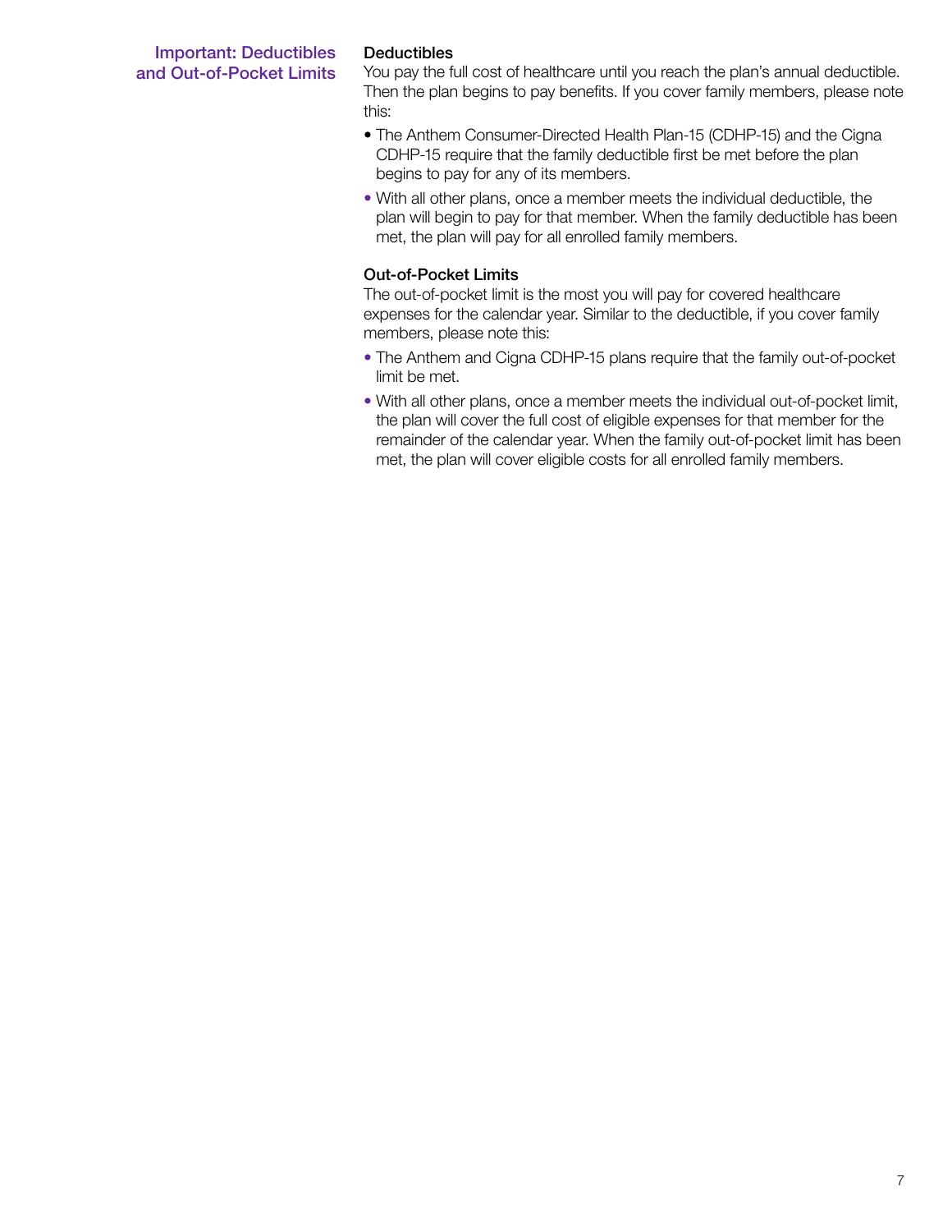## Important: Deductibles and Out-of-Pocket Limits

### Deductibles

You pay the full cost of healthcare until you reach the plan's annual deductible. Then the plan begins to pay benefits. If you cover family members, please note this:

- The Anthem Consumer-Directed Health Plan-15 (CDHP-15) and the Cigna CDHP-15 require that the family deductible first be met before the plan begins to pay for any of its members.
- With all other plans, once a member meets the individual deductible, the plan will begin to pay for that member. When the family deductible has been met, the plan will pay for all enrolled family members.

### Out-of-Pocket Limits

The out-of-pocket limit is the most you will pay for covered healthcare expenses for the calendar year. Similar to the deductible, if you cover family members, please note this:

- The Anthem and Cigna CDHP-15 plans require that the family out-of-pocket limit be met.
- With all other plans, once a member meets the individual out-of-pocket limit, the plan will cover the full cost of eligible expenses for that member for the remainder of the calendar year. When the family out-of-pocket limit has been met, the plan will cover eligible costs for all enrolled family members.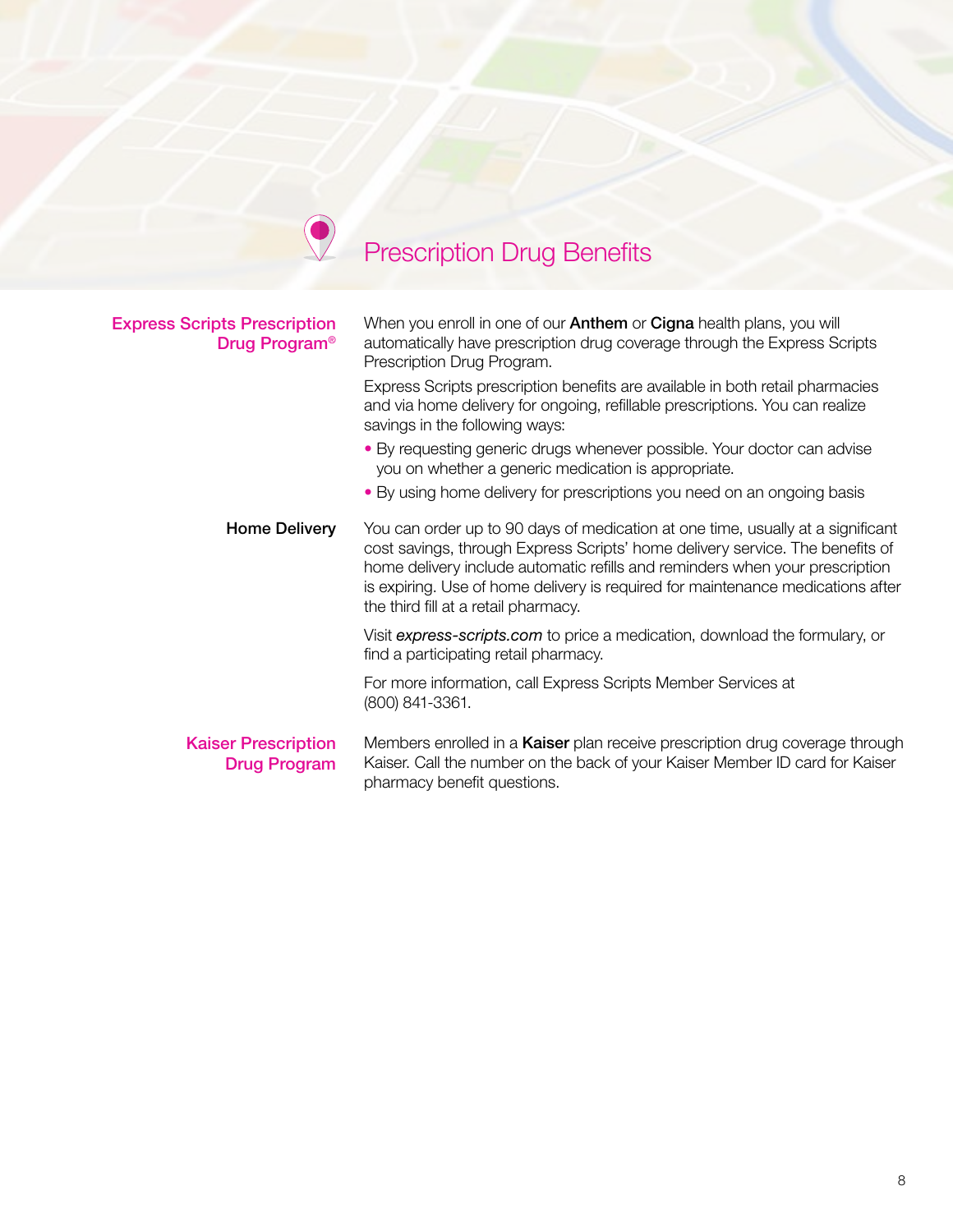# Prescription Drug Benefits

## Express Scripts Prescription Drug Program®

When you enroll in one of our **Anthem** or **Cigna** health plans, you will automatically have prescription drug coverage through the Express Scripts Prescription Drug Program.

Express Scripts prescription benefits are available in both retail pharmacies and via home delivery for ongoing, refillable prescriptions. You can realize savings in the following ways:

- By requesting generic drugs whenever possible. Your doctor can advise you on whether a generic medication is appropriate.
- By using home delivery for prescriptions you need on an ongoing basis

### Home Delivery

You can order up to 90 days of medication at one time, usually at a significant cost savings, through Express Scripts' home delivery service. The benefits of home delivery include automatic refills and reminders when your prescription is expiring. Use of home delivery is required for maintenance medications after the third fill at a retail pharmacy.

Visit *express-scripts.com* to price a medication, download the formulary, or find a participating retail pharmacy.

For more information, call Express Scripts Member Services at (800) 841-3361.

## Kaiser Prescription Drug Program

Members enrolled in a **Kaiser** plan receive prescription drug coverage through Kaiser. Call the number on the back of your Kaiser Member ID card for Kaiser pharmacy benefit questions.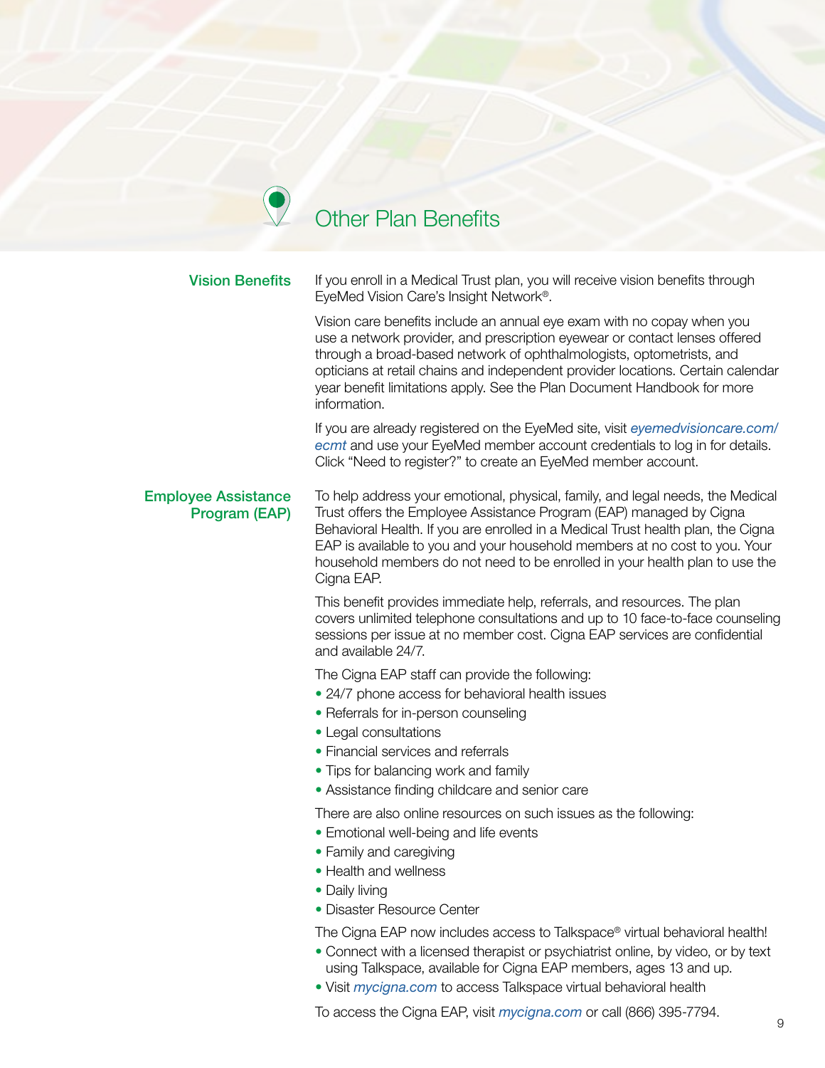# Other Plan Benefits

## Vision Benefits

If you enroll in a Medical Trust plan, you will receive vision benefits through EyeMed Vision Care's Insight Network®.

Vision care benefits include an annual eye exam with no copay when you use a network provider, and prescription eyewear or contact lenses offered through a broad-based network of ophthalmologists, optometrists, and opticians at retail chains and independent provider locations. Certain calendar year benefit limitations apply. See the Plan Document Handbook for more information.

If you are already registered on the EyeMed site, visit *eyemedvisioncare.com/ecmt* and use your EyeMed member account credentials to log in for details. Click "Need to register?" to create an EyeMed member account.

## Employee Assistance Program (EAP)

To help address your emotional, physical, family, and legal needs, the Medical Trust offers the Employee Assistance Program (EAP) managed by Cigna Behavioral Health. If you are enrolled in a Medical Trust health plan, the Cigna EAP is available to you and your household members at no cost to you. Your household members do not need to be enrolled in your health plan to use the Cigna EAP.

This benefit provides immediate help, referrals, and resources. The plan covers unlimited telephone consultations and up to 10 face-to-face counseling sessions per issue at no member cost. Cigna EAP services are confidential and available 24/7.

The Cigna EAP staff can provide the following:

- 24/7 phone access for behavioral health issues
- Referrals for in-person counseling
- Legal consultations
- Financial services and referrals
- Tips for balancing work and family
- Assistance finding childcare and senior care

There are also online resources on such issues as the following:

- Emotional well-being and life events
- Family and caregiving
- Health and wellness
- Daily living
- Disaster Resource Center

The Cigna EAP now includes access to Talkspace® virtual behavioral health!

- Connect with a licensed therapist or psychiatrist online, by video, or by text using Talkspace, available for Cigna EAP members, ages 13 and up.
- Visit *mycigna.com* to access Talkspace virtual behavioral health

To access the Cigna EAP, visit *mycigna.com* or call (866) 395-7794.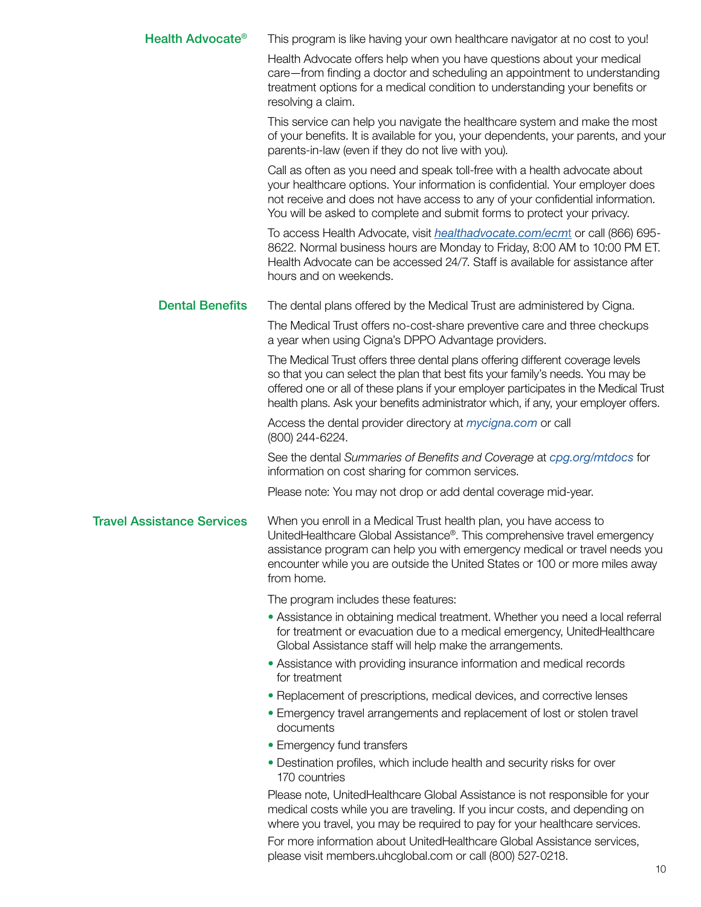## Health Advocate®

This program is like having your own healthcare navigator at no cost to you!

Health Advocate offers help when you have questions about your medical care—from finding a doctor and scheduling an appointment to understanding treatment options for a medical condition to understanding your benefits or resolving a claim.

This service can help you navigate the healthcare system and make the most of your benefits. It is available for you, your dependents, your parents, and your parents-in-law (even if they do not live with you).

Call as often as you need and speak toll-free with a health advocate about your healthcare options. Your information is confidential. Your employer does not receive and does not have access to any of your confidential information. You will be asked to complete and submit forms to protect your privacy.

To access Health Advocate, visit *healthadvocate.com/ecmt* or call (866) 695-8622. Normal business hours are Monday to Friday, 8:00 AM to 10:00 PM ET. Health Advocate can be accessed 24/7. Staff is available for assistance after hours and on weekends.

## Dental Benefits

The dental plans offered by the Medical Trust are administered by Cigna.

The Medical Trust offers no-cost-share preventive care and three checkups a year when using Cigna's DPPO Advantage providers.

The Medical Trust offers three dental plans offering different coverage levels so that you can select the plan that best fits your family's needs. You may be offered one or all of these plans if your employer participates in the Medical Trust health plans. Ask your benefits administrator which, if any, your employer offers.

Access the dental provider directory at *mycigna.com* or call (800) 244-6224.

See the dental *Summaries of Benefits and Coverage* at *cpg.org/mtdocs* for information on cost sharing for common services.

Please note: You may not drop or add dental coverage mid-year.

## Travel Assistance Services

When you enroll in a Medical Trust health plan, you have access to UnitedHealthcare Global Assistance®. This comprehensive travel emergency assistance program can help you with emergency medical or travel needs you encounter while you are outside the United States or 100 or more miles away from home.

The program includes these features:

- Assistance in obtaining medical treatment. Whether you need a local referral for treatment or evacuation due to a medical emergency, UnitedHealthcare Global Assistance staff will help make the arrangements.
- Assistance with providing insurance information and medical records for treatment
- Replacement of prescriptions, medical devices, and corrective lenses
- Emergency travel arrangements and replacement of lost or stolen travel documents
- Emergency fund transfers
- Destination profiles, which include health and security risks for over 170 countries

Please note, UnitedHealthcare Global Assistance is not responsible for your medical costs while you are traveling. If you incur costs, and depending on where you travel, you may be required to pay for your healthcare services.

For more information about UnitedHealthcare Global Assistance services, please visit members.uhcglobal.com or call (800) 527-0218.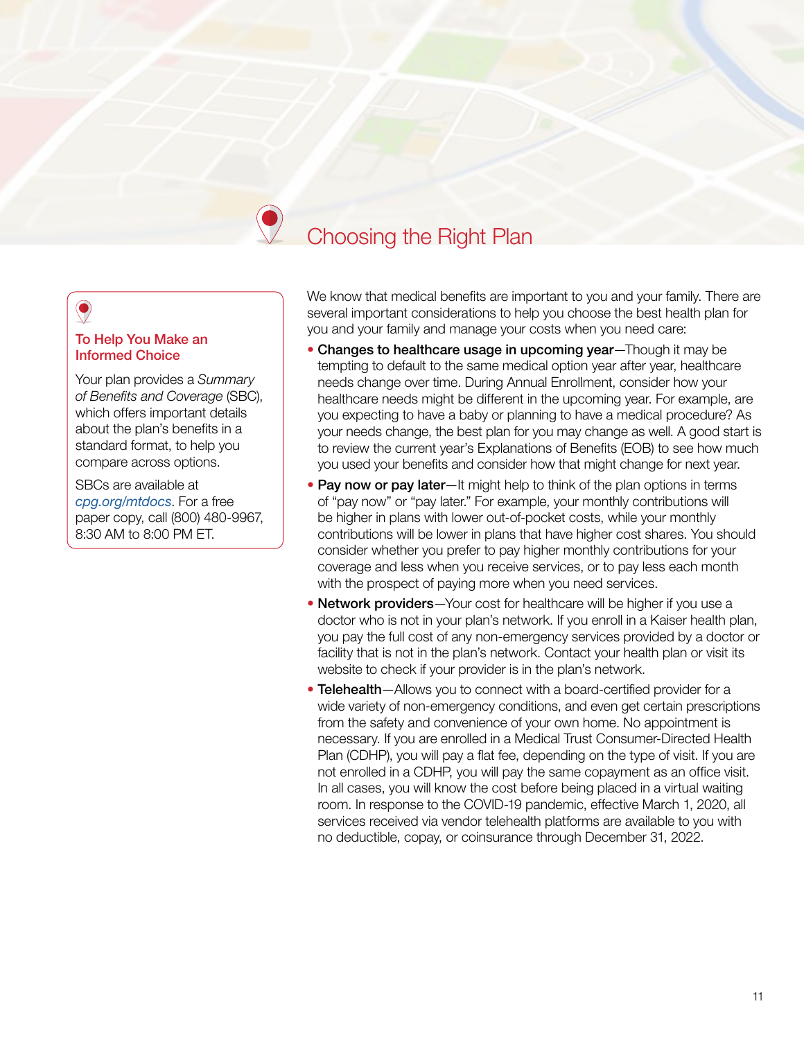# Choosing the Right Plan

### To Help You Make an Informed Choice

Your plan provides a *Summary of Benefits and Coverage* (SBC), which offers important details about the plan's benefits in a standard format, to help you compare across options.

SBCs are available at *cpg.org/mtdocs*. For a free paper copy, call (800) 480-9967, 8:30 AM to 8:00 PM ET.

We know that medical benefits are important to you and your family. There are several important considerations to help you choose the best health plan for you and your family and manage your costs when you need care:

- **Changes to healthcare usage in upcoming year**—Though it may be tempting to default to the same medical option year after year, healthcare needs change over time. During Annual Enrollment, consider how your healthcare needs might be different in the upcoming year. For example, are you expecting to have a baby or planning to have a medical procedure? As your needs change, the best plan for you may change as well. A good start is to review the current year's Explanations of Benefits (EOB) to see how much you used your benefits and consider how that might change for next year.
- **Pay now or pay later**—It might help to think of the plan options in terms of "pay now" or "pay later." For example, your monthly contributions will be higher in plans with lower out-of-pocket costs, while your monthly contributions will be lower in plans that have higher cost shares. You should consider whether you prefer to pay higher monthly contributions for your coverage and less when you receive services, or to pay less each month with the prospect of paying more when you need services.
- **Network providers**—Your cost for healthcare will be higher if you use a doctor who is not in your plan's network. If you enroll in a Kaiser health plan, you pay the full cost of any non-emergency services provided by a doctor or facility that is not in the plan's network. Contact your health plan or visit its website to check if your provider is in the plan's network.
- **Telehealth**—Allows you to connect with a board-certified provider for a wide variety of non-emergency conditions, and even get certain prescriptions from the safety and convenience of your own home. No appointment is necessary. If you are enrolled in a Medical Trust Consumer-Directed Health Plan (CDHP), you will pay a flat fee, depending on the type of visit. If you are not enrolled in a CDHP, you will pay the same copayment as an office visit. In all cases, you will know the cost before being placed in a virtual waiting room. In response to the COVID-19 pandemic, effective March 1, 2020, all services received via vendor telehealth platforms are available to you with no deductible, copay, or coinsurance through December 31, 2022.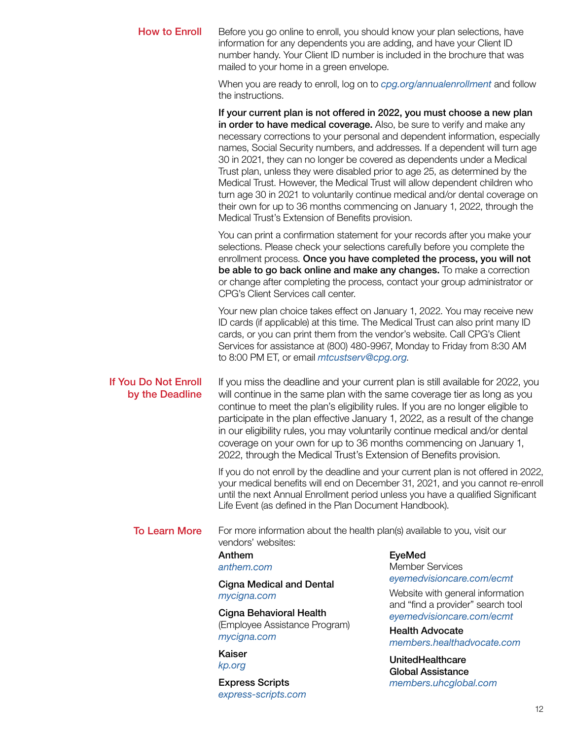## How to Enroll

Before you go online to enroll, you should know your plan selections, have information for any dependents you are adding, and have your Client ID number handy. Your Client ID number is included in the brochure that was mailed to your home in a green envelope.

When you are ready to enroll, log on to *cpg.org/annualenrollment* and follow the instructions.

**If your current plan is not offered in 2022, you must choose a new plan in order to have medical coverage.** Also, be sure to verify and make any necessary corrections to your personal and dependent information, especially names, Social Security numbers, and addresses. If a dependent will turn age 30 in 2021, they can no longer be covered as dependents under a Medical Trust plan, unless they were disabled prior to age 25, as determined by the Medical Trust. However, the Medical Trust will allow dependent children who turn age 30 in 2021 to voluntarily continue medical and/or dental coverage on their own for up to 36 months commencing on January 1, 2022, through the Medical Trust's Extension of Benefits provision.

You can print a confirmation statement for your records after you make your selections. Please check your selections carefully before you complete the enrollment process. **Once you have completed the process, you will not be able to go back online and make any changes.** To make a correction or change after completing the process, contact your group administrator or CPG's Client Services call center.

Your new plan choice takes effect on January 1, 2022. You may receive new ID cards (if applicable) at this time. The Medical Trust can also print many ID cards, or you can print them from the vendor's website. Call CPG's Client Services for assistance at (800) 480-9967, Monday to Friday from 8:30 AM to 8:00 PM ET, or email *mtcustserv@cpg.org*.

## If You Do Not Enroll by the Deadline

If you miss the deadline and your current plan is still available for 2022, you will continue in the same plan with the same coverage tier as long as you continue to meet the plan's eligibility rules. If you are no longer eligible to participate in the plan effective January 1, 2022, as a result of the change in our eligibility rules, you may voluntarily continue medical and/or dental coverage on your own for up to 36 months commencing on January 1, 2022, through the Medical Trust's Extension of Benefits provision.

If you do not enroll by the deadline and your current plan is not offered in 2022, your medical benefits will end on December 31, 2021, and you cannot re-enroll until the next Annual Enrollment period unless you have a qualified Significant Life Event (as defined in the Plan Document Handbook).

## To Learn More

For more information about the health plan(s) available to you, visit our vendors' websites:

**Anthem**
*anthem.com*

**Cigna Medical and Dental**
*mycigna.com*

**Cigna Behavioral Health**
(Employee Assistance Program)
*mycigna.com*

**Kaiser**
*kp.org*

**Express Scripts**
*express-scripts.com*

**EyeMed**
Member Services
*eyemedvisioncare.com/ecmt*

Website with general information and "find a provider" search tool
*eyemedvisioncare.com/ecmt*

**Health Advocate**
*members.healthadvocate.com*

**UnitedHealthcare Global Assistance**
*members.uhcglobal.com*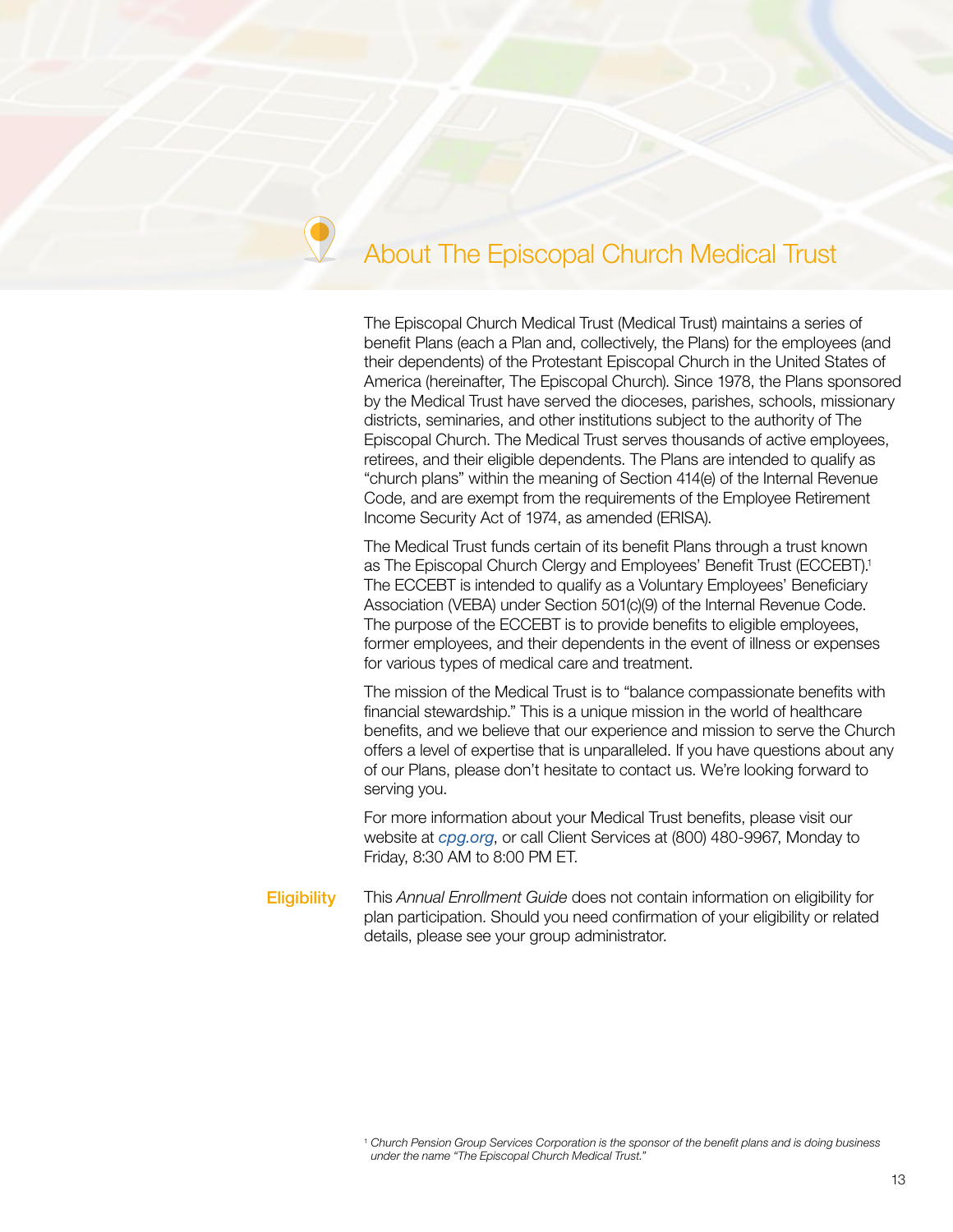# About The Episcopal Church Medical Trust

The Episcopal Church Medical Trust (Medical Trust) maintains a series of benefit Plans (each a Plan and, collectively, the Plans) for the employees (and their dependents) of the Protestant Episcopal Church in the United States of America (hereinafter, The Episcopal Church). Since 1978, the Plans sponsored by the Medical Trust have served the dioceses, parishes, schools, missionary districts, seminaries, and other institutions subject to the authority of The Episcopal Church. The Medical Trust serves thousands of active employees, retirees, and their eligible dependents. The Plans are intended to qualify as "church plans" within the meaning of Section 414(e) of the Internal Revenue Code, and are exempt from the requirements of the Employee Retirement Income Security Act of 1974, as amended (ERISA).

The Medical Trust funds certain of its benefit Plans through a trust known as The Episcopal Church Clergy and Employees' Benefit Trust (ECCEBT).[1] The ECCEBT is intended to qualify as a Voluntary Employees' Beneficiary Association (VEBA) under Section 501(c)(9) of the Internal Revenue Code. The purpose of the ECCEBT is to provide benefits to eligible employees, former employees, and their dependents in the event of illness or expenses for various types of medical care and treatment.

The mission of the Medical Trust is to "balance compassionate benefits with financial stewardship." This is a unique mission in the world of healthcare benefits, and we believe that our experience and mission to serve the Church offers a level of expertise that is unparalleled. If you have questions about any of our Plans, please don't hesitate to contact us. We're looking forward to serving you.

For more information about your Medical Trust benefits, please visit our website at *cpg.org*, or call Client Services at (800) 480-9967, Monday to Friday, 8:30 AM to 8:00 PM ET.

## Eligibility

This *Annual Enrollment Guide* does not contain information on eligibility for plan participation. Should you need confirmation of your eligibility or related details, please see your group administrator.

[1] *Church Pension Group Services Corporation is the sponsor of the benefit plans and is doing business under the name "The Episcopal Church Medical Trust."*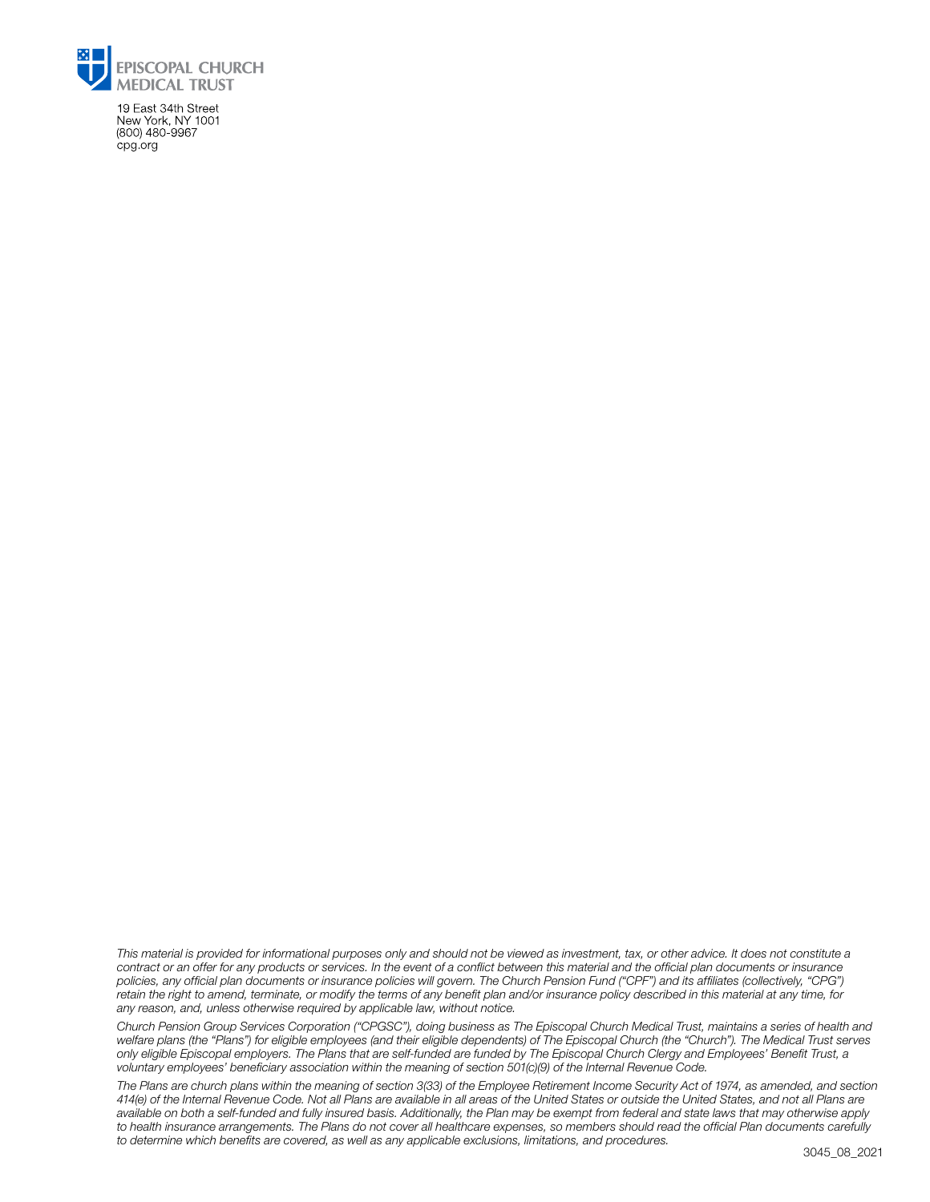EPISCOPAL CHURCH MEDICAL TRUST

19 East 34th Street
New York, NY 1001
(800) 480-9967
cpg.org

*This material is provided for informational purposes only and should not be viewed as investment, tax, or other advice. It does not constitute a contract or an offer for any products or services. In the event of a conflict between this material and the official plan documents or insurance policies, any official plan documents or insurance policies will govern. The Church Pension Fund ("CPF") and its affiliates (collectively, "CPG") retain the right to amend, terminate, or modify the terms of any benefit plan and/or insurance policy described in this material at any time, for any reason, and, unless otherwise required by applicable law, without notice.*

*Church Pension Group Services Corporation ("CPGSC"), doing business as The Episcopal Church Medical Trust, maintains a series of health and welfare plans (the "Plans") for eligible employees (and their eligible dependents) of The Episcopal Church (the "Church"). The Medical Trust serves only eligible Episcopal employers. The Plans that are self-funded are funded by The Episcopal Church Clergy and Employees' Benefit Trust, a voluntary employees' beneficiary association within the meaning of section 501(c)(9) of the Internal Revenue Code.*

*The Plans are church plans within the meaning of section 3(33) of the Employee Retirement Income Security Act of 1974, as amended, and section 414(e) of the Internal Revenue Code. Not all Plans are available in all areas of the United States or outside the United States, and not all Plans are available on both a self-funded and fully insured basis. Additionally, the Plan may be exempt from federal and state laws that may otherwise apply to health insurance arrangements. The Plans do not cover all healthcare expenses, so members should read the official Plan documents carefully to determine which benefits are covered, as well as any applicable exclusions, limitations, and procedures.*

3045_08_2021